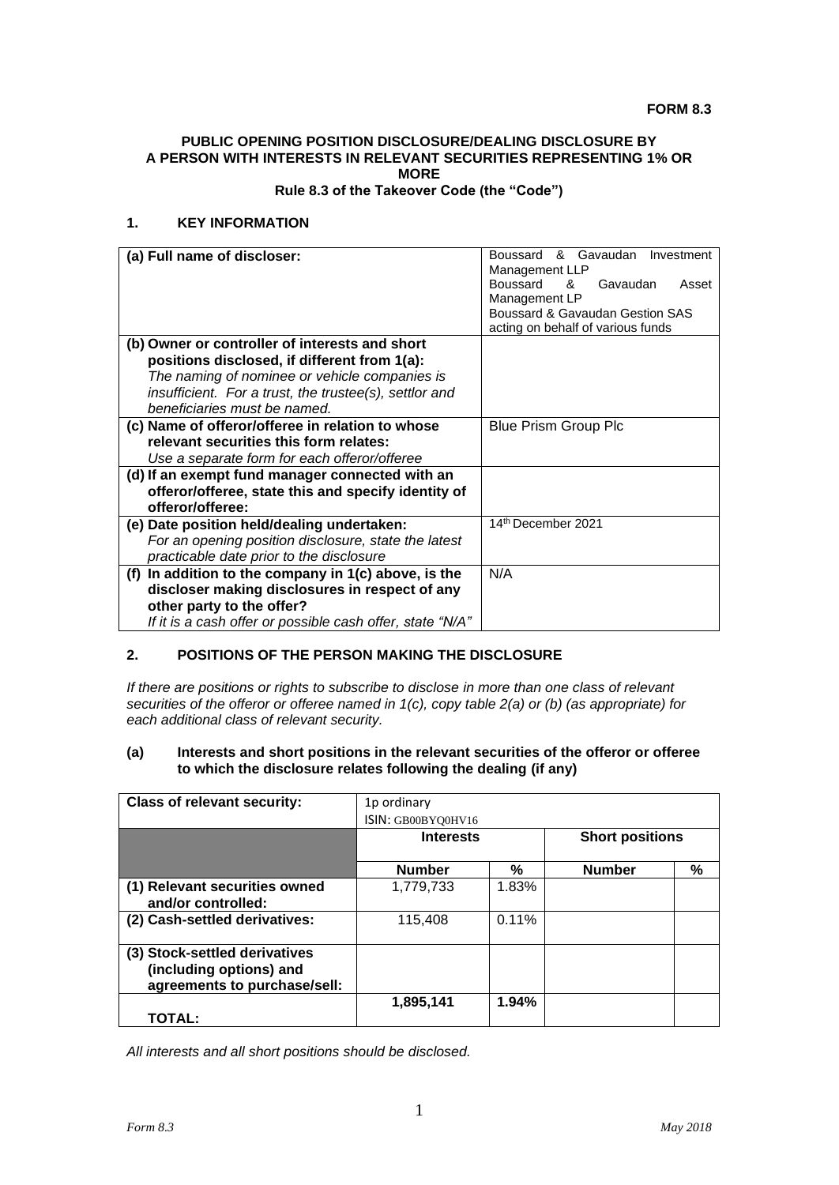**FORM 8.3**

**PUBLIC OPENING POSITION DISCLOSURE/DEALING DISCLOSURE BY A PERSON WITH INTERESTS IN RELEVANT SECURITIES REPRESENTING 1% OR MORE**
**Rule 8.3 of the Takeover Code (the "Code")**

## 1. KEY INFORMATION

| | |
|---|---|
| **(a) Full name of discloser:** | Boussard & Gavaudan Investment Management LLP<br>Boussard & Gavaudan Asset Management LP<br>Boussard & Gavaudan Gestion SAS<br>acting on behalf of various funds |
| **(b) Owner or controller of interests and short positions disclosed, if different from 1(a):**<br>*The naming of nominee or vehicle companies is insufficient. For a trust, the trustee(s), settlor and beneficiaries must be named.* | |
| **(c) Name of offeror/offeree in relation to whose relevant securities this form relates:**<br>*Use a separate form for each offeror/offeree* | Blue Prism Group Plc |
| **(d) If an exempt fund manager connected with an offeror/offeree, state this and specify identity of offeror/offeree:** | |
| **(e) Date position held/dealing undertaken:**<br>*For an opening position disclosure, state the latest practicable date prior to the disclosure* | 14th December 2021 |
| **(f) In addition to the company in 1(c) above, is the discloser making disclosures in respect of any other party to the offer?**<br>*If it is a cash offer or possible cash offer, state "N/A"* | N/A |

## 2. POSITIONS OF THE PERSON MAKING THE DISCLOSURE

*If there are positions or rights to subscribe to disclose in more than one class of relevant securities of the offeror or offeree named in 1(c), copy table 2(a) or (b) (as appropriate) for each additional class of relevant security.*

### (a) Interests and short positions in the relevant securities of the offeror or offeree to which the disclosure relates following the dealing (if any)

| **Class of relevant security:** | 1p ordinary<br>ISIN: GB00BYQ0HV16 | | | |
|---|---|---|---|---|
| | **Interests** | | **Short positions** | |
| | **Number** | **%** | **Number** | **%** |
| **(1) Relevant securities owned and/or controlled:** | 1,779,733 | 1.83% | | |
| **(2) Cash-settled derivatives:** | 115,408 | 0.11% | | |
| **(3) Stock-settled derivatives (including options) and agreements to purchase/sell:** | | | | |
| **TOTAL:** | **1,895,141** | **1.94%** | | |

*All interests and all short positions should be disclosed.*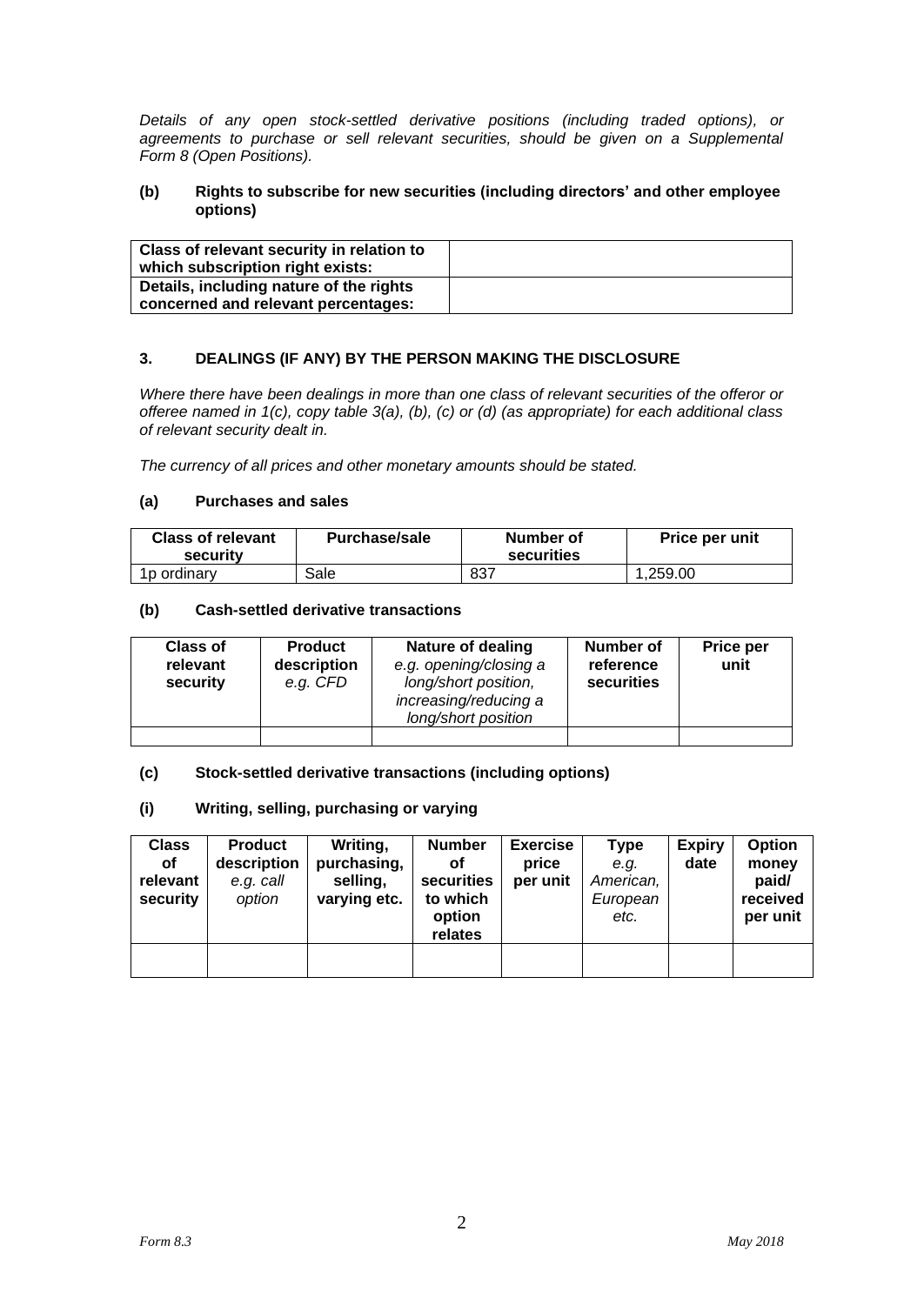*Details of any open stock-settled derivative positions (including traded options), or agreements to purchase or sell relevant securities, should be given on a Supplemental Form 8 (Open Positions).*

**(b) Rights to subscribe for new securities (including directors' and other employee options)**

| **Class of relevant security in relation to which subscription right exists:** | |
|---|---|
| **Details, including nature of the rights concerned and relevant percentages:** | |

### 3. DEALINGS (IF ANY) BY THE PERSON MAKING THE DISCLOSURE

*Where there have been dealings in more than one class of relevant securities of the offeror or offeree named in 1(c), copy table 3(a), (b), (c) or (d) (as appropriate) for each additional class of relevant security dealt in.*

*The currency of all prices and other monetary amounts should be stated.*

**(a) Purchases and sales**

| **Class of relevant security** | **Purchase/sale** | **Number of securities** | **Price per unit** |
|---|---|---|---|
| 1p ordinary | Sale | 837 | 1,259.00 |

**(b) Cash-settled derivative transactions**

| **Class of relevant security** | **Product description** *e.g. CFD* | **Nature of dealing** *e.g. opening/closing a long/short position, increasing/reducing a long/short position* | **Number of reference securities** | **Price per unit** |
|---|---|---|---|---|
| | | | | |

**(c) Stock-settled derivative transactions (including options)**

**(i) Writing, selling, purchasing or varying**

| **Class of relevant security** | **Product description** *e.g. call option* | **Writing, purchasing, selling, varying etc.** | **Number of securities to which option relates** | **Exercise price per unit** | **Type** *e.g. American, European etc.* | **Expiry date** | **Option money paid/ received per unit** |
|---|---|---|---|---|---|---|---|
| | | | | | | | |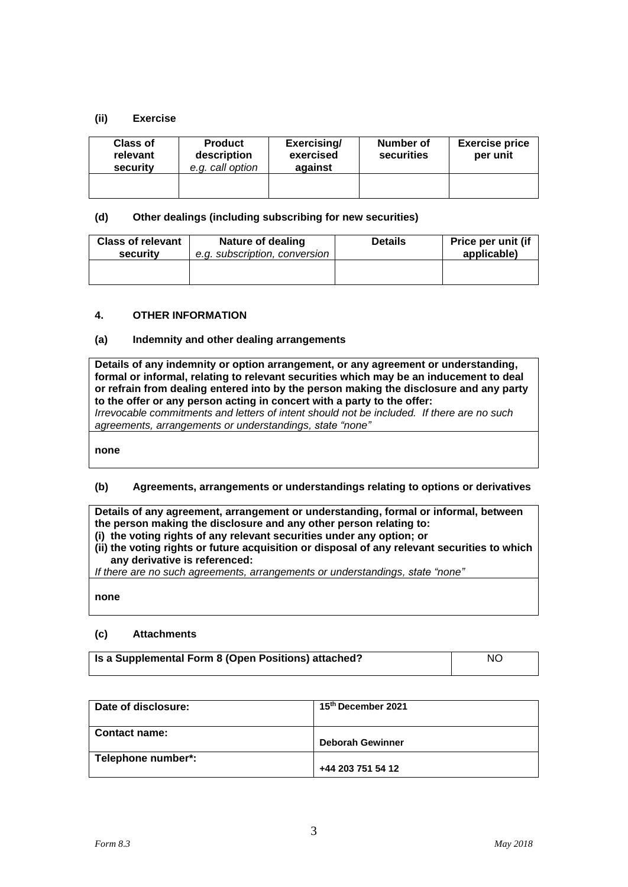**(ii) Exercise**

| Class of relevant security | Product description *e.g. call option* | Exercising/ exercised against | Number of securities | Exercise price per unit |
|---|---|---|---|---|
| | | | | |

**(d) Other dealings (including subscribing for new securities)**

| Class of relevant security | Nature of dealing *e.g. subscription, conversion* | Details | Price per unit (if applicable) |
|---|---|---|---|
| | | | |

**4. OTHER INFORMATION**

**(a) Indemnity and other dealing arrangements**

| **Details of any indemnity or option arrangement, or any agreement or understanding, formal or informal, relating to relevant securities which may be an inducement to deal or refrain from dealing entered into by the person making the disclosure and any party to the offer or any person acting in concert with a party to the offer:** *Irrevocable commitments and letters of intent should not be included. If there are no such agreements, arrangements or understandings, state "none"* |
|---|
| **none** |

**(b) Agreements, arrangements or understandings relating to options or derivatives**

| **Details of any agreement, arrangement or understanding, formal or informal, between the person making the disclosure and any other person relating to:** **(i) the voting rights of any relevant securities under any option; or** **(ii) the voting rights or future acquisition or disposal of any relevant securities to which any derivative is referenced:** *If there are no such agreements, arrangements or understandings, state "none"* |
|---|
| **none** |

**(c) Attachments**

| **Is a Supplemental Form 8 (Open Positions) attached?** | NO |
|---|---|

| | |
|---|---|
| **Date of disclosure:** | **15th December 2021** |
| **Contact name:** | **Deborah Gewinner** |
| **Telephone number\*:** | **+44 203 751 54 12** |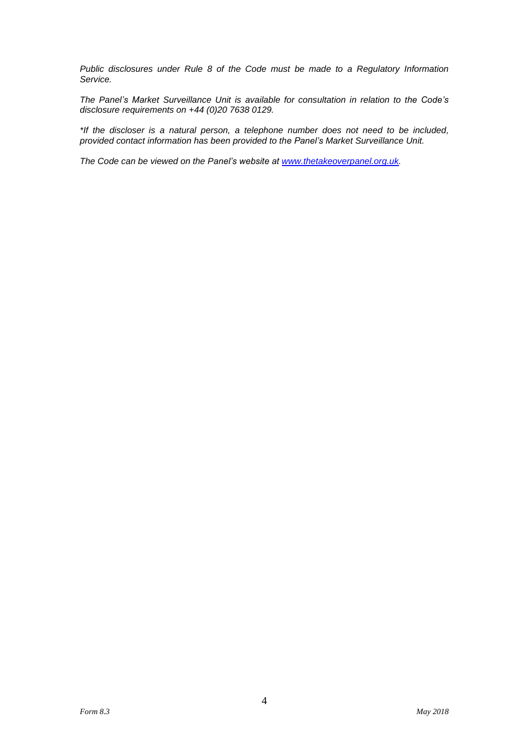*Public disclosures under Rule 8 of the Code must be made to a Regulatory Information Service.*

*The Panel's Market Surveillance Unit is available for consultation in relation to the Code's disclosure requirements on +44 (0)20 7638 0129.*

**If the discloser is a natural person, a telephone number does not need to be included, provided contact information has been provided to the Panel's Market Surveillance Unit.*

*The Code can be viewed on the Panel's website at [www.thetakeoverpanel.org.uk](http://www.thetakeoverpanel.org.uk).*